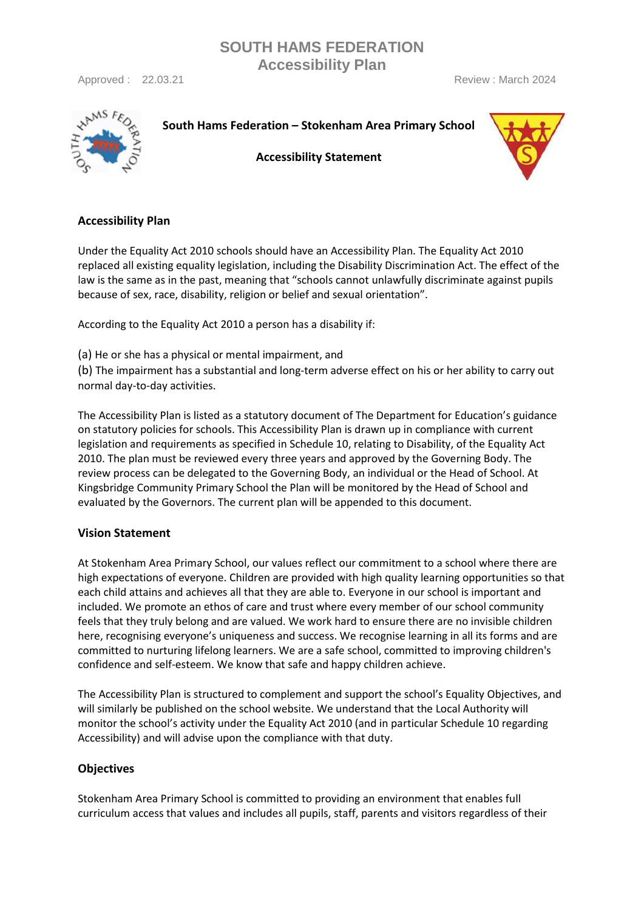# SOUTH HAMS FEDERATION
# Accessibility Plan

Approved : 22.03.21 Review : March 2024

**South Hams Federation – Stokenham Area Primary School**

**Accessibility Statement**

## Accessibility Plan

Under the Equality Act 2010 schools should have an Accessibility Plan. The Equality Act 2010 replaced all existing equality legislation, including the Disability Discrimination Act. The effect of the law is the same as in the past, meaning that "schools cannot unlawfully discriminate against pupils because of sex, race, disability, religion or belief and sexual orientation".

According to the Equality Act 2010 a person has a disability if:

(a) He or she has a physical or mental impairment, and
(b) The impairment has a substantial and long-term adverse effect on his or her ability to carry out normal day-to-day activities.

The Accessibility Plan is listed as a statutory document of The Department for Education's guidance on statutory policies for schools. This Accessibility Plan is drawn up in compliance with current legislation and requirements as specified in Schedule 10, relating to Disability, of the Equality Act 2010. The plan must be reviewed every three years and approved by the Governing Body. The review process can be delegated to the Governing Body, an individual or the Head of School. At Kingsbridge Community Primary School the Plan will be monitored by the Head of School and evaluated by the Governors. The current plan will be appended to this document.

## Vision Statement

At Stokenham Area Primary School, our values reflect our commitment to a school where there are high expectations of everyone. Children are provided with high quality learning opportunities so that each child attains and achieves all that they are able to. Everyone in our school is important and included. We promote an ethos of care and trust where every member of our school community feels that they truly belong and are valued. We work hard to ensure there are no invisible children here, recognising everyone's uniqueness and success. We recognise learning in all its forms and are committed to nurturing lifelong learners. We are a safe school, committed to improving children's confidence and self-esteem. We know that safe and happy children achieve.

The Accessibility Plan is structured to complement and support the school's Equality Objectives, and will similarly be published on the school website. We understand that the Local Authority will monitor the school's activity under the Equality Act 2010 (and in particular Schedule 10 regarding Accessibility) and will advise upon the compliance with that duty.

## Objectives

Stokenham Area Primary School is committed to providing an environment that enables full curriculum access that values and includes all pupils, staff, parents and visitors regardless of their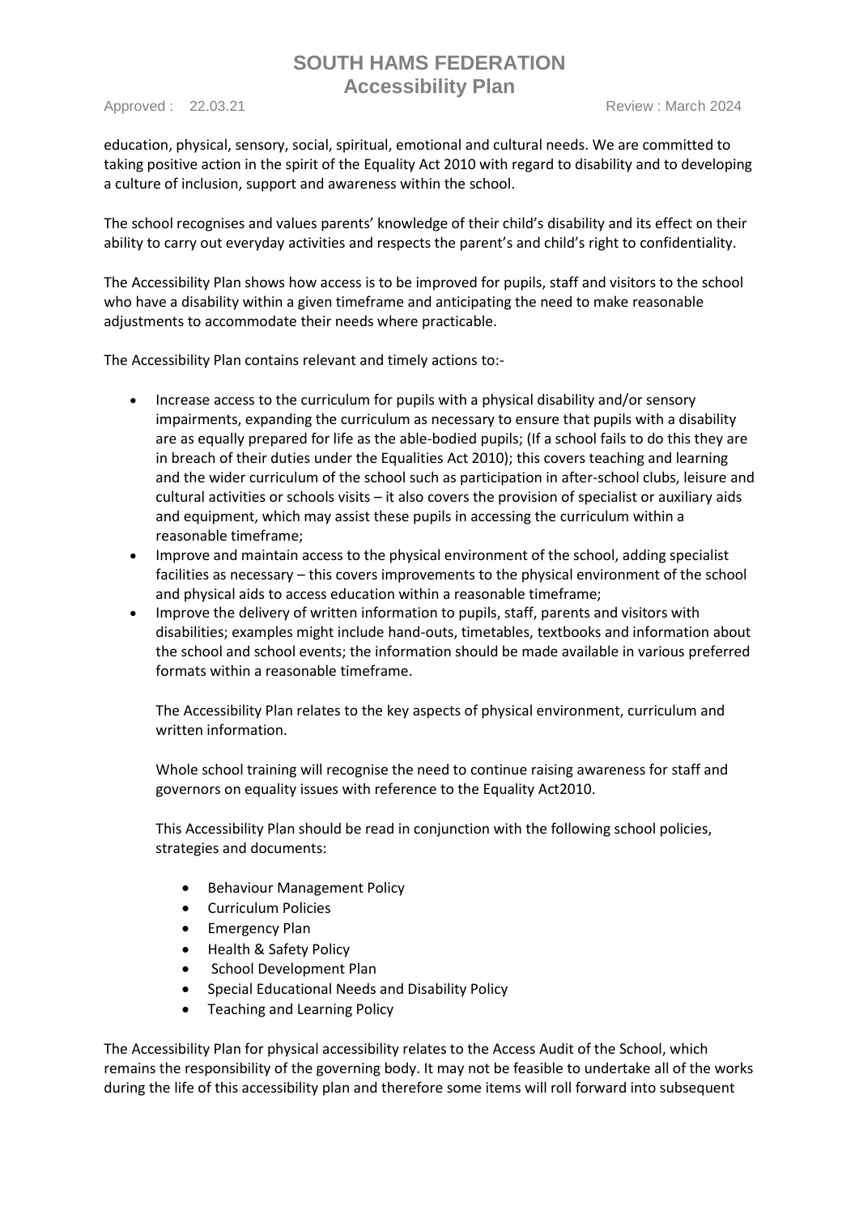education, physical, sensory, social, spiritual, emotional and cultural needs. We are committed to taking positive action in the spirit of the Equality Act 2010 with regard to disability and to developing a culture of inclusion, support and awareness within the school.

The school recognises and values parents' knowledge of their child's disability and its effect on their ability to carry out everyday activities and respects the parent's and child's right to confidentiality.

The Accessibility Plan shows how access is to be improved for pupils, staff and visitors to the school who have a disability within a given timeframe and anticipating the need to make reasonable adjustments to accommodate their needs where practicable.

The Accessibility Plan contains relevant and timely actions to:-

- Increase access to the curriculum for pupils with a physical disability and/or sensory impairments, expanding the curriculum as necessary to ensure that pupils with a disability are as equally prepared for life as the able-bodied pupils; (If a school fails to do this they are in breach of their duties under the Equalities Act 2010); this covers teaching and learning and the wider curriculum of the school such as participation in after-school clubs, leisure and cultural activities or schools visits – it also covers the provision of specialist or auxiliary aids and equipment, which may assist these pupils in accessing the curriculum within a reasonable timeframe;
- Improve and maintain access to the physical environment of the school, adding specialist facilities as necessary – this covers improvements to the physical environment of the school and physical aids to access education within a reasonable timeframe;
- Improve the delivery of written information to pupils, staff, parents and visitors with disabilities; examples might include hand-outs, timetables, textbooks and information about the school and school events; the information should be made available in various preferred formats within a reasonable timeframe.

  The Accessibility Plan relates to the key aspects of physical environment, curriculum and written information.

  Whole school training will recognise the need to continue raising awareness for staff and governors on equality issues with reference to the Equality Act2010.

  This Accessibility Plan should be read in conjunction with the following school policies, strategies and documents:

  - Behaviour Management Policy
  - Curriculum Policies
  - Emergency Plan
  - Health & Safety Policy
  - School Development Plan
  - Special Educational Needs and Disability Policy
  - Teaching and Learning Policy

The Accessibility Plan for physical accessibility relates to the Access Audit of the School, which remains the responsibility of the governing body. It may not be feasible to undertake all of the works during the life of this accessibility plan and therefore some items will roll forward into subsequent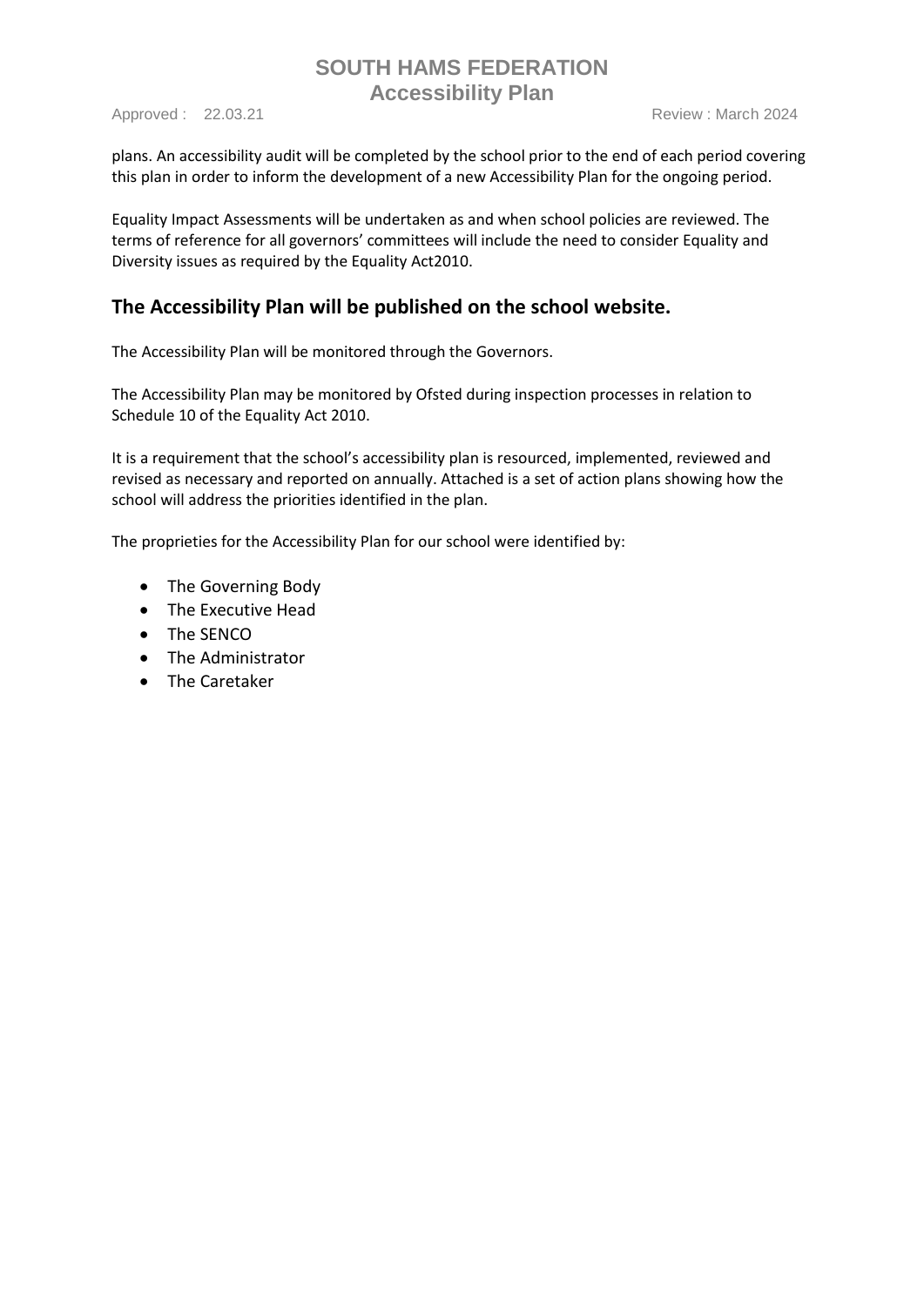plans. An accessibility audit will be completed by the school prior to the end of each period covering this plan in order to inform the development of a new Accessibility Plan for the ongoing period.

Equality Impact Assessments will be undertaken as and when school policies are reviewed. The terms of reference for all governors' committees will include the need to consider Equality and Diversity issues as required by the Equality Act2010.

## The Accessibility Plan will be published on the school website.

The Accessibility Plan will be monitored through the Governors.

The Accessibility Plan may be monitored by Ofsted during inspection processes in relation to Schedule 10 of the Equality Act 2010.

It is a requirement that the school's accessibility plan is resourced, implemented, reviewed and revised as necessary and reported on annually. Attached is a set of action plans showing how the school will address the priorities identified in the plan.

The proprieties for the Accessibility Plan for our school were identified by:

- The Governing Body
- The Executive Head
- The SENCO
- The Administrator
- The Caretaker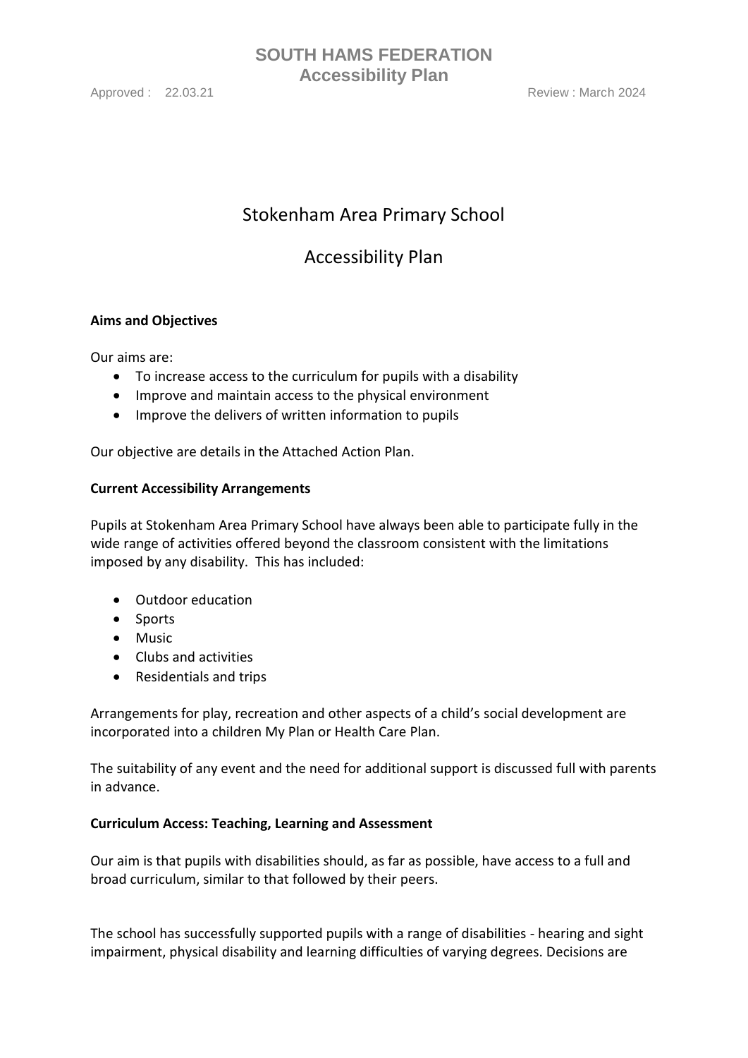# Stokenham Area Primary School

# Accessibility Plan

**Aims and Objectives**

Our aims are:

- To increase access to the curriculum for pupils with a disability
- Improve and maintain access to the physical environment
- Improve the delivers of written information to pupils

Our objective are details in the Attached Action Plan.

**Current Accessibility Arrangements**

Pupils at Stokenham Area Primary School have always been able to participate fully in the wide range of activities offered beyond the classroom consistent with the limitations imposed by any disability. This has included:

- Outdoor education
- Sports
- Music
- Clubs and activities
- Residentials and trips

Arrangements for play, recreation and other aspects of a child's social development are incorporated into a children My Plan or Health Care Plan.

The suitability of any event and the need for additional support is discussed full with parents in advance.

**Curriculum Access: Teaching, Learning and Assessment**

Our aim is that pupils with disabilities should, as far as possible, have access to a full and broad curriculum, similar to that followed by their peers.

The school has successfully supported pupils with a range of disabilities - hearing and sight impairment, physical disability and learning difficulties of varying degrees. Decisions are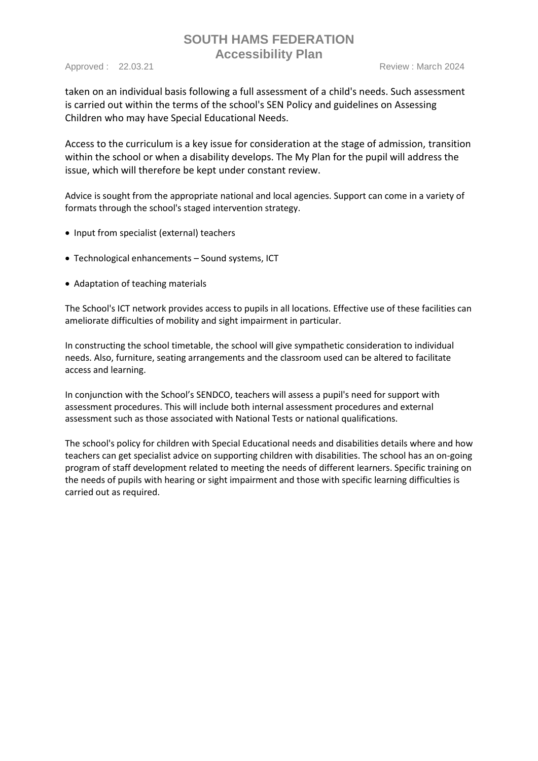taken on an individual basis following a full assessment of a child's needs. Such assessment is carried out within the terms of the school's SEN Policy and guidelines on Assessing Children who may have Special Educational Needs.

Access to the curriculum is a key issue for consideration at the stage of admission, transition within the school or when a disability develops. The My Plan for the pupil will address the issue, which will therefore be kept under constant review.

Advice is sought from the appropriate national and local agencies. Support can come in a variety of formats through the school's staged intervention strategy.

- Input from specialist (external) teachers
- Technological enhancements – Sound systems, ICT
- Adaptation of teaching materials

The School's ICT network provides access to pupils in all locations. Effective use of these facilities can ameliorate difficulties of mobility and sight impairment in particular.

In constructing the school timetable, the school will give sympathetic consideration to individual needs. Also, furniture, seating arrangements and the classroom used can be altered to facilitate access and learning.

In conjunction with the School's SENDCO, teachers will assess a pupil's need for support with assessment procedures. This will include both internal assessment procedures and external assessment such as those associated with National Tests or national qualifications.

The school's policy for children with Special Educational needs and disabilities details where and how teachers can get specialist advice on supporting children with disabilities. The school has an on-going program of staff development related to meeting the needs of different learners. Specific training on the needs of pupils with hearing or sight impairment and those with specific learning difficulties is carried out as required.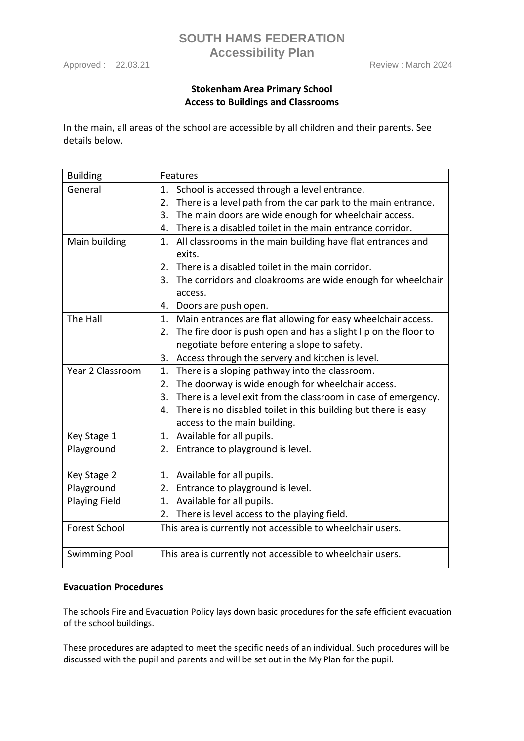**Stokenham Area Primary School**
**Access to Buildings and Classrooms**

In the main, all areas of the school are accessible by all children and their parents. See details below.

| Building | Features |
|---|---|
| General | 1. School is accessed through a level entrance.<br>2. There is a level path from the car park to the main entrance.<br>3. The main doors are wide enough for wheelchair access.<br>4. There is a disabled toilet in the main entrance corridor. |
| Main building | 1. All classrooms in the main building have flat entrances and exits.<br>2. There is a disabled toilet in the main corridor.<br>3. The corridors and cloakrooms are wide enough for wheelchair access.<br>4. Doors are push open. |
| The Hall | 1. Main entrances are flat allowing for easy wheelchair access.<br>2. The fire door is push open and has a slight lip on the floor to negotiate before entering a slope to safety.<br>3. Access through the servery and kitchen is level. |
| Year 2 Classroom | 1. There is a sloping pathway into the classroom.<br>2. The doorway is wide enough for wheelchair access.<br>3. There is a level exit from the classroom in case of emergency.<br>4. There is no disabled toilet in this building but there is easy access to the main building. |
| Key Stage 1 Playground | 1. Available for all pupils.<br>2. Entrance to playground is level. |
| Key Stage 2 Playground | 1. Available for all pupils.<br>2. Entrance to playground is level. |
| Playing Field | 1. Available for all pupils.<br>2. There is level access to the playing field. |
| Forest School | This area is currently not accessible to wheelchair users. |
| Swimming Pool | This area is currently not accessible to wheelchair users. |

**Evacuation Procedures**

The schools Fire and Evacuation Policy lays down basic procedures for the safe efficient evacuation of the school buildings.

These procedures are adapted to meet the specific needs of an individual. Such procedures will be discussed with the pupil and parents and will be set out in the My Plan for the pupil.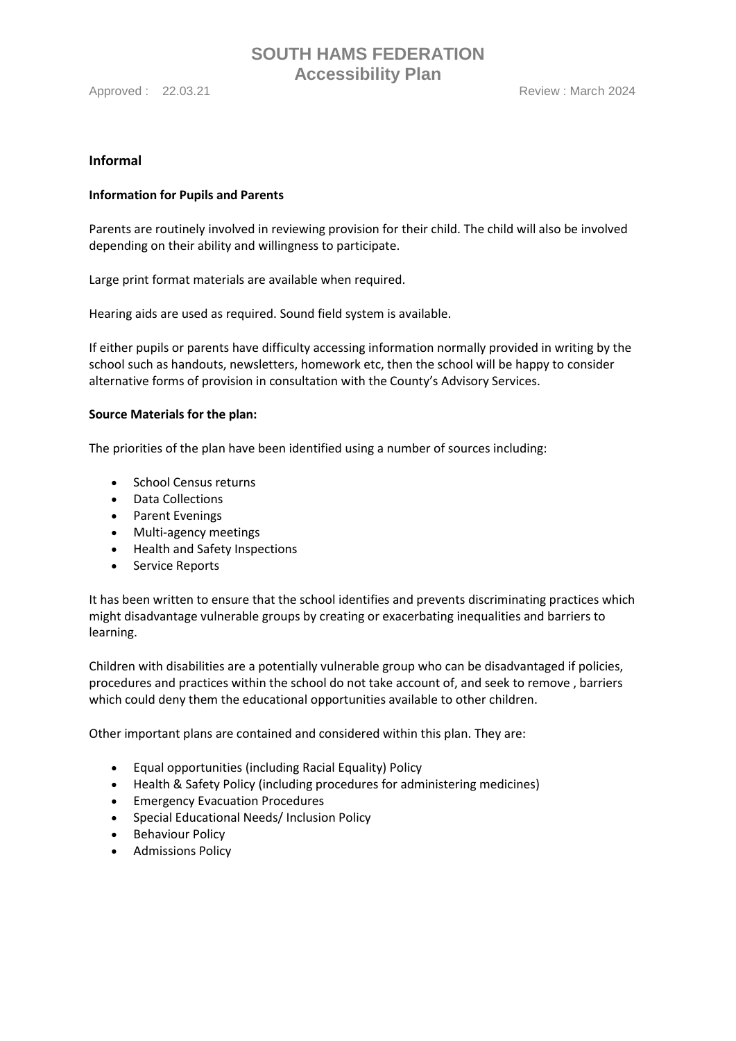### Informal

**Information for Pupils and Parents**

Parents are routinely involved in reviewing provision for their child. The child will also be involved depending on their ability and willingness to participate.

Large print format materials are available when required.

Hearing aids are used as required. Sound field system is available.

If either pupils or parents have difficulty accessing information normally provided in writing by the school such as handouts, newsletters, homework etc, then the school will be happy to consider alternative forms of provision in consultation with the County's Advisory Services.

**Source Materials for the plan:**

The priorities of the plan have been identified using a number of sources including:

- School Census returns
- Data Collections
- Parent Evenings
- Multi-agency meetings
- Health and Safety Inspections
- Service Reports

It has been written to ensure that the school identifies and prevents discriminating practices which might disadvantage vulnerable groups by creating or exacerbating inequalities and barriers to learning.

Children with disabilities are a potentially vulnerable group who can be disadvantaged if policies, procedures and practices within the school do not take account of, and seek to remove , barriers which could deny them the educational opportunities available to other children.

Other important plans are contained and considered within this plan. They are:

- Equal opportunities (including Racial Equality) Policy
- Health & Safety Policy (including procedures for administering medicines)
- Emergency Evacuation Procedures
- Special Educational Needs/ Inclusion Policy
- Behaviour Policy
- Admissions Policy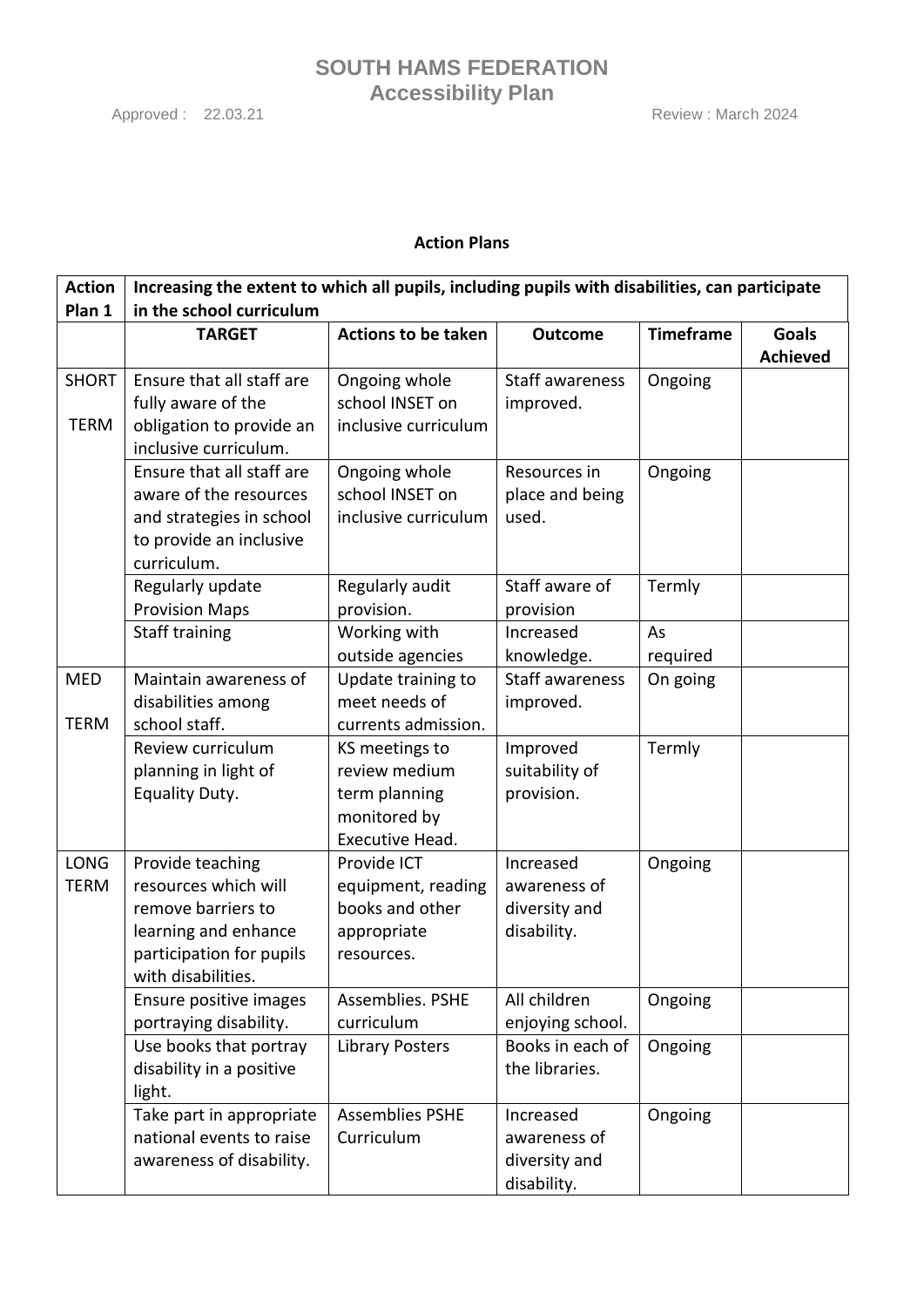# SOUTH HAMS FEDERATION
## Accessibility Plan

Approved : 22.03.21 Review : March 2024

**Action Plans**

| **Action Plan 1** | **Increasing the extent to which all pupils, including pupils with disabilities, can participate in the school curriculum** | | | | |
|---|---|---|---|---|---|
| | **TARGET** | **Actions to be taken** | **Outcome** | **Timeframe** | **Goals Achieved** |
| SHORT TERM | Ensure that all staff are fully aware of the obligation to provide an inclusive curriculum. | Ongoing whole school INSET on inclusive curriculum | Staff awareness improved. | Ongoing | |
| | Ensure that all staff are aware of the resources and strategies in school to provide an inclusive curriculum. | Ongoing whole school INSET on inclusive curriculum | Resources in place and being used. | Ongoing | |
| | Regularly update Provision Maps | Regularly audit provision. | Staff aware of provision | Termly | |
| | Staff training | Working with outside agencies | Increased knowledge. | As required | |
| MED TERM | Maintain awareness of disabilities among school staff. | Update training to meet needs of currents admission. | Staff awareness improved. | On going | |
| | Review curriculum planning in light of Equality Duty. | KS meetings to review medium term planning monitored by Executive Head. | Improved suitability of provision. | Termly | |
| LONG TERM | Provide teaching resources which will remove barriers to learning and enhance participation for pupils with disabilities. | Provide ICT equipment, reading books and other appropriate resources. | Increased awareness of diversity and disability. | Ongoing | |
| | Ensure positive images portraying disability. | Assemblies. PSHE curriculum | All children enjoying school. | Ongoing | |
| | Use books that portray disability in a positive light. | Library Posters | Books in each of the libraries. | Ongoing | |
| | Take part in appropriate national events to raise awareness of disability. | Assemblies PSHE Curriculum | Increased awareness of diversity and disability. | Ongoing | |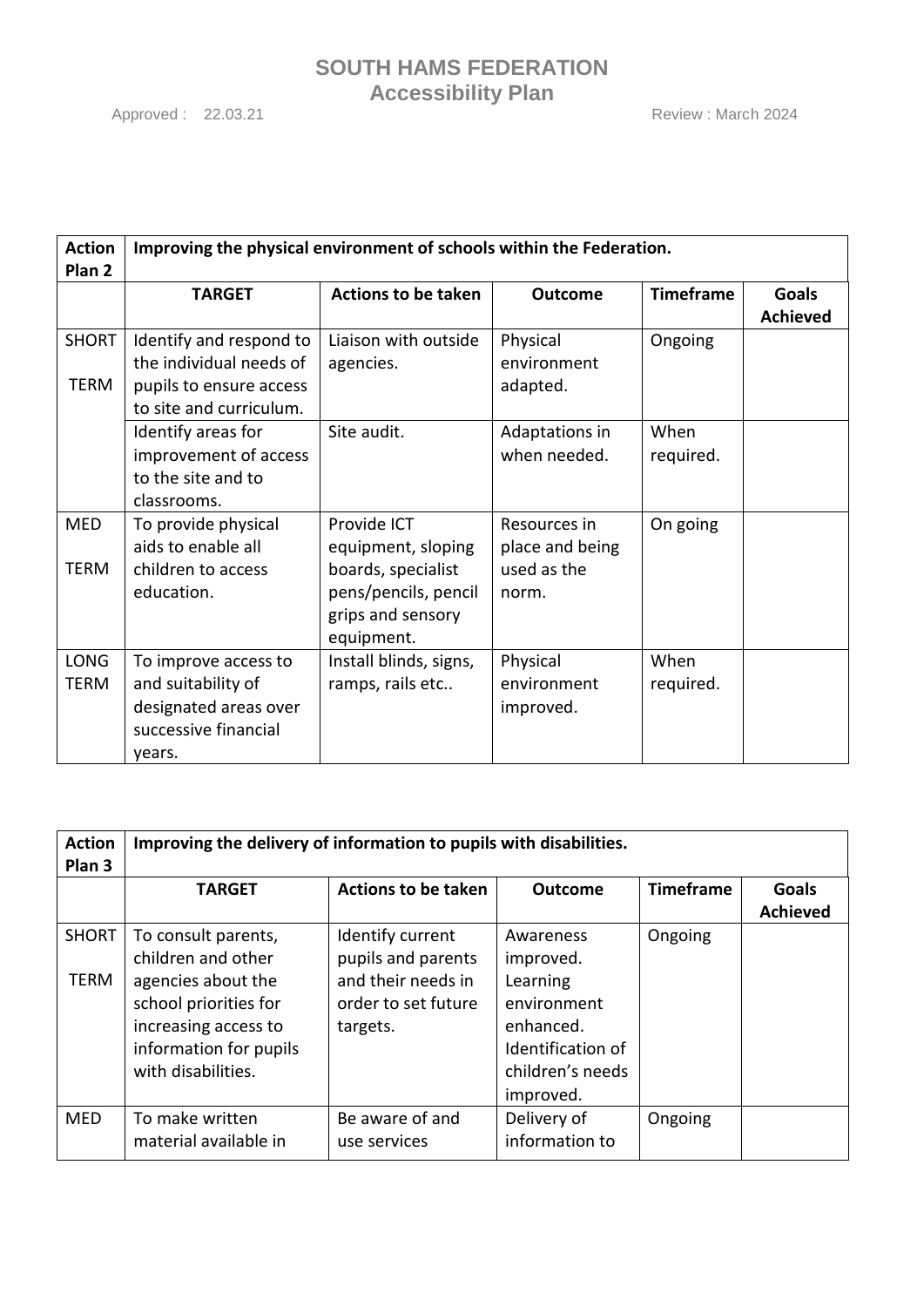# SOUTH HAMS FEDERATION
## Accessibility Plan

Approved : 22.03.21 Review : March 2024

| Action Plan 2 | Improving the physical environment of schools within the Federation. | | | | |
|---|---|---|---|---|---|
| | **TARGET** | **Actions to be taken** | **Outcome** | **Timeframe** | **Goals Achieved** |
| SHORT TERM | Identify and respond to the individual needs of pupils to ensure access to site and curriculum. | Liaison with outside agencies. | Physical environment adapted. | Ongoing | |
| | Identify areas for improvement of access to the site and to classrooms. | Site audit. | Adaptations in when needed. | When required. | |
| MED TERM | To provide physical aids to enable all children to access education. | Provide ICT equipment, sloping boards, specialist pens/pencils, pencil grips and sensory equipment. | Resources in place and being used as the norm. | On going | |
| LONG TERM | To improve access to and suitability of designated areas over successive financial years. | Install blinds, signs, ramps, rails etc.. | Physical environment improved. | When required. | |

| Action Plan 3 | Improving the delivery of information to pupils with disabilities. | | | | |
|---|---|---|---|---|---|
| | **TARGET** | **Actions to be taken** | **Outcome** | **Timeframe** | **Goals Achieved** |
| SHORT TERM | To consult parents, children and other agencies about the school priorities for increasing access to information for pupils with disabilities. | Identify current pupils and parents and their needs in order to set future targets. | Awareness improved. Learning environment enhanced. Identification of children's needs improved. | Ongoing | |
| MED | To make written material available in | Be aware of and use services | Delivery of information to | Ongoing | |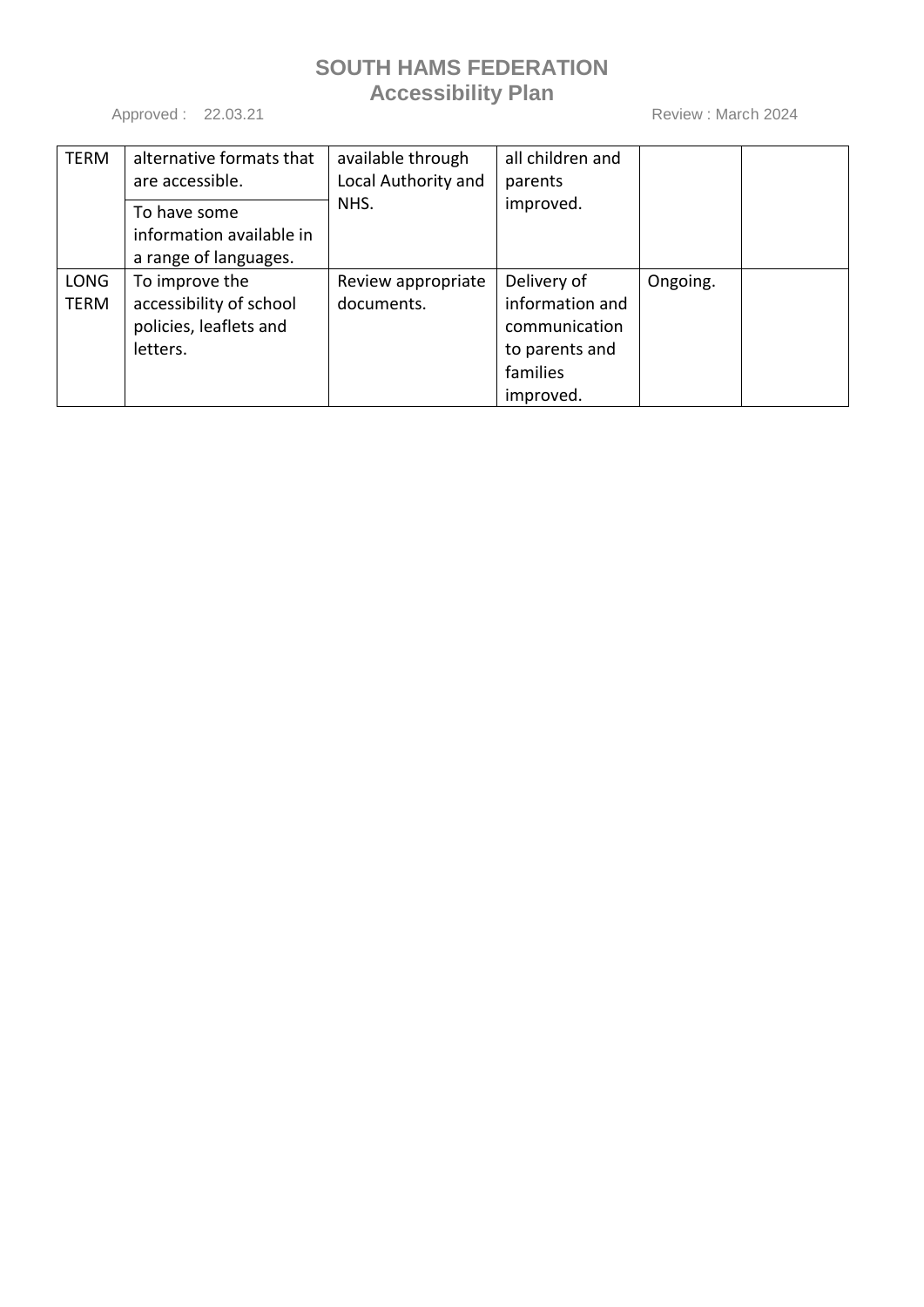| | | | | | |
|---|---|---|---|---|---|
| TERM | alternative formats that are accessible. To have some information available in a range of languages. | available through Local Authority and NHS. | all children and parents improved. | | |
| LONG TERM | To improve the accessibility of school policies, leaflets and letters. | Review appropriate documents. | Delivery of information and communication to parents and families improved. | Ongoing. | |